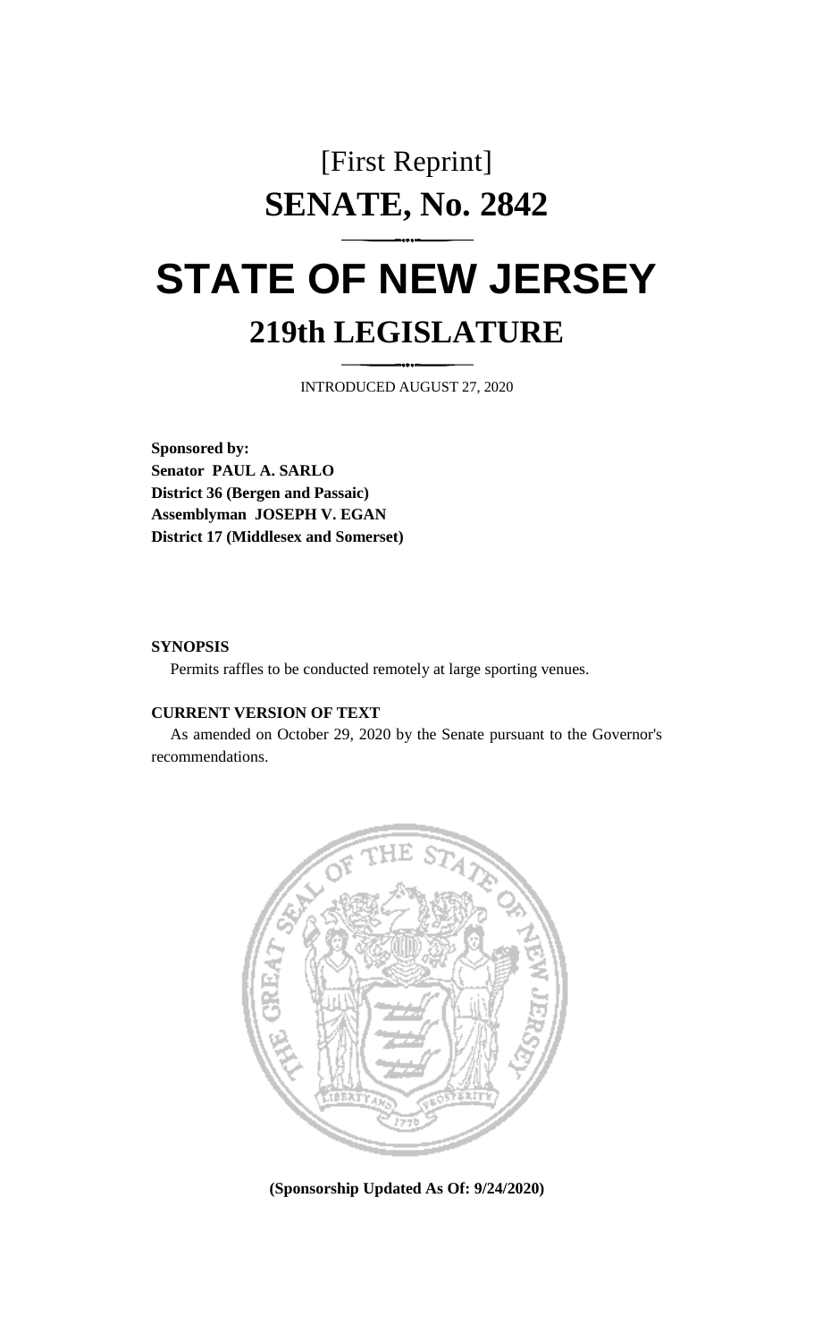# [First Reprint]

# SENATE, No. 2842

# STATE OF NEW JERSEY

## 219th LEGISLATURE

INTRODUCED AUGUST 27, 2020

**Sponsored by:**
**Senator PAUL A. SARLO**
**District 36 (Bergen and Passaic)**
**Assemblyman JOSEPH V. EGAN**
**District 17 (Middlesex and Somerset)**

**SYNOPSIS**

Permits raffles to be conducted remotely at large sporting venues.

**CURRENT VERSION OF TEXT**

As amended on October 29, 2020 by the Senate pursuant to the Governor's recommendations.

**(Sponsorship Updated As Of: 9/24/2020)**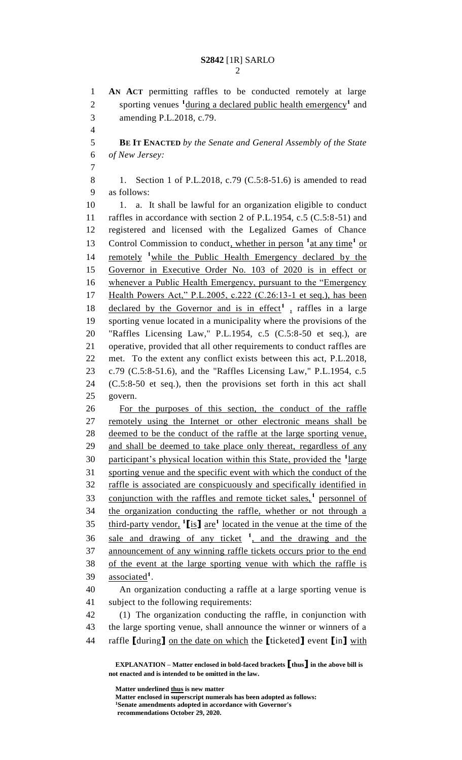**AN ACT** permitting raffles to be conducted remotely at large sporting venues [1]during a declared public health emergency[1] and amending P.L.2018, c.79.

**BE IT ENACTED** *by the Senate and General Assembly of the State of New Jersey:*

1. Section 1 of P.L.2018, c.79 (C.5:8-51.6) is amended to read as follows:

1. a. It shall be lawful for an organization eligible to conduct raffles in accordance with section 2 of P.L.1954, c.5 (C.5:8-51) and registered and licensed with the Legalized Games of Chance Control Commission to conduct, whether in person [1]at any time[1] or remotely [1]while the Public Health Emergency declared by the Governor in Executive Order No. 103 of 2020 is in effect or whenever a Public Health Emergency, pursuant to the "Emergency Health Powers Act," P.L.2005, c.222 (C.26:13-1 et seq.), has been declared by the Governor and is in effect[1] , raffles in a large sporting venue located in a municipality where the provisions of the "Raffles Licensing Law," P.L.1954, c.5 (C.5:8-50 et seq.), are operative, provided that all other requirements to conduct raffles are met. To the extent any conflict exists between this act, P.L.2018, c.79 (C.5:8-51.6), and the "Raffles Licensing Law," P.L.1954, c.5 (C.5:8-50 et seq.), then the provisions set forth in this act shall govern.

For the purposes of this section, the conduct of the raffle remotely using the Internet or other electronic means shall be deemed to be the conduct of the raffle at the large sporting venue, and shall be deemed to take place only thereat, regardless of any participant's physical location within this State, provided the [1]large sporting venue and the specific event with which the conduct of the raffle is associated are conspicuously and specifically identified in conjunction with the raffles and remote ticket sales,[1] personnel of the organization conducting the raffle, whether or not through a third-party vendor, [1][is] are[1] located in the venue at the time of the sale and drawing of any ticket [1], and the drawing and the announcement of any winning raffle tickets occurs prior to the end of the event at the large sporting venue with which the raffle is associated[1].

An organization conducting a raffle at a large sporting venue is subject to the following requirements:

(1) The organization conducting the raffle, in conjunction with the large sporting venue, shall announce the winner or winners of a raffle [during] on the date on which the [ticketed] event [in] with

**EXPLANATION – Matter enclosed in bold-faced brackets [thus] in the above bill is not enacted and is intended to be omitted in the law.**

Matter underlined thus is new matter
Matter enclosed in superscript numerals has been adopted as follows:
[1]Senate amendments adopted in accordance with Governor's recommendations October 29, 2020.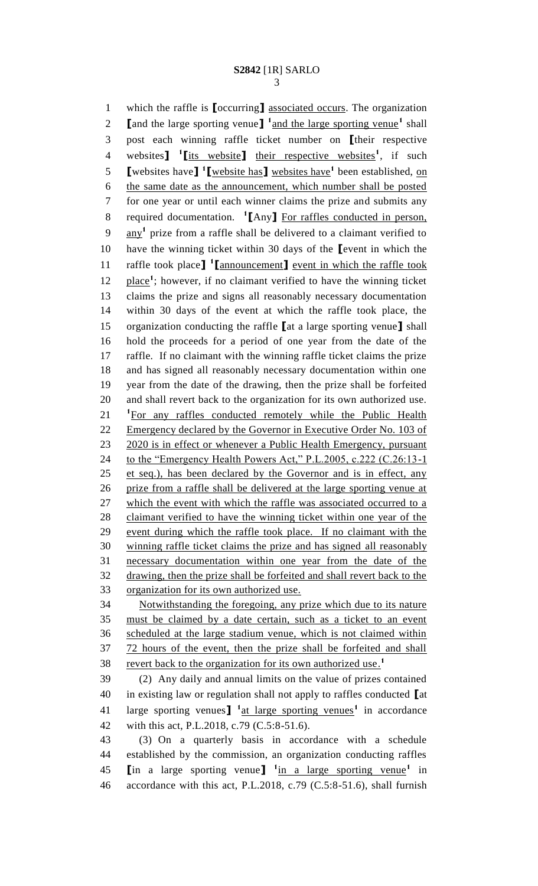which the raffle is ⟦occurring⟧ associated occurs. The organization ⟦and the large sporting venue⟧ [1]and the large sporting venue[1] shall post each winning raffle ticket number on ⟦their respective websites⟧ [1]⟦its website⟧ their respective websites[1], if such ⟦websites have⟧ [1]⟦website has⟧ websites have[1] been established, on the same date as the announcement, which number shall be posted for one year or until each winner claims the prize and submits any required documentation. [1]⟦Any⟧ For raffles conducted in person, any[1] prize from a raffle shall be delivered to a claimant verified to have the winning ticket within 30 days of the ⟦event in which the raffle took place⟧ [1]⟦announcement⟧ event in which the raffle took place[1]; however, if no claimant verified to have the winning ticket claims the prize and signs all reasonably necessary documentation within 30 days of the event at which the raffle took place, the organization conducting the raffle ⟦at a large sporting venue⟧ shall hold the proceeds for a period of one year from the date of the raffle. If no claimant with the winning raffle ticket claims the prize and has signed all reasonably necessary documentation within one year from the date of the drawing, then the prize shall be forfeited and shall revert back to the organization for its own authorized use. [1]For any raffles conducted remotely while the Public Health Emergency declared by the Governor in Executive Order No. 103 of 2020 is in effect or whenever a Public Health Emergency, pursuant to the "Emergency Health Powers Act," P.L.2005, c.222 (C.26:13-1 et seq.), has been declared by the Governor and is in effect, any prize from a raffle shall be delivered at the large sporting venue at which the event with which the raffle was associated occurred to a claimant verified to have the winning ticket within one year of the event during which the raffle took place. If no claimant with the winning raffle ticket claims the prize and has signed all reasonably necessary documentation within one year from the date of the drawing, then the prize shall be forfeited and shall revert back to the organization for its own authorized use.

Notwithstanding the foregoing, any prize which due to its nature must be claimed by a date certain, such as a ticket to an event scheduled at the large stadium venue, which is not claimed within 72 hours of the event, then the prize shall be forfeited and shall revert back to the organization for its own authorized use.[1]

(2) Any daily and annual limits on the value of prizes contained in existing law or regulation shall not apply to raffles conducted ⟦at large sporting venues⟧ [1]at large sporting venues[1] in accordance with this act, P.L.2018, c.79 (C.5:8-51.6).

(3) On a quarterly basis in accordance with a schedule established by the commission, an organization conducting raffles ⟦in a large sporting venue⟧ [1]in a large sporting venue[1] in accordance with this act, P.L.2018, c.79 (C.5:8-51.6), shall furnish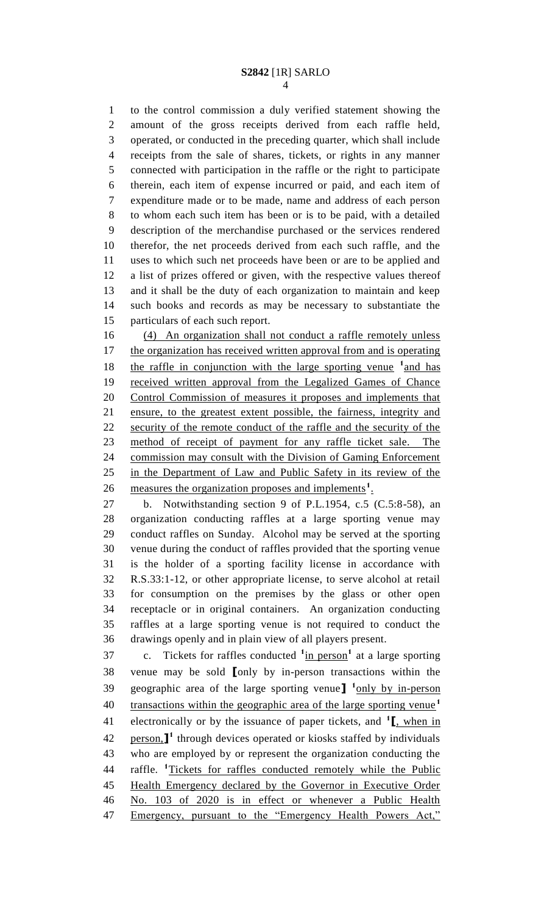to the control commission a duly verified statement showing the amount of the gross receipts derived from each raffle held, operated, or conducted in the preceding quarter, which shall include receipts from the sale of shares, tickets, or rights in any manner connected with participation in the raffle or the right to participate therein, each item of expense incurred or paid, and each item of expenditure made or to be made, name and address of each person to whom each such item has been or is to be paid, with a detailed description of the merchandise purchased or the services rendered therefor, the net proceeds derived from each such raffle, and the uses to which such net proceeds have been or are to be applied and a list of prizes offered or given, with the respective values thereof and it shall be the duty of each organization to maintain and keep such books and records as may be necessary to substantiate the particulars of each such report.

(4) An organization shall not conduct a raffle remotely unless the organization has received written approval from and is operating the raffle in conjunction with the large sporting venue [1]and has received written approval from the Legalized Games of Chance Control Commission of measures it proposes and implements that ensure, to the greatest extent possible, the fairness, integrity and security of the remote conduct of the raffle and the security of the method of receipt of payment for any raffle ticket sale. The commission may consult with the Division of Gaming Enforcement in the Department of Law and Public Safety in its review of the measures the organization proposes and implements[1].

b. Notwithstanding section 9 of P.L.1954, c.5 (C.5:8-58), an organization conducting raffles at a large sporting venue may conduct raffles on Sunday. Alcohol may be served at the sporting venue during the conduct of raffles provided that the sporting venue is the holder of a sporting facility license in accordance with R.S.33:1-12, or other appropriate license, to serve alcohol at retail for consumption on the premises by the glass or other open receptacle or in original containers. An organization conducting raffles at a large sporting venue is not required to conduct the drawings openly and in plain view of all players present.

c. Tickets for raffles conducted [1]in person[1] at a large sporting venue may be sold [only by in-person transactions within the geographic area of the large sporting venue] [1]only by in-person transactions within the geographic area of the large sporting venue[1] electronically or by the issuance of paper tickets, and [1][, when in person,][1] through devices operated or kiosks staffed by individuals who are employed by or represent the organization conducting the raffle. [1]Tickets for raffles conducted remotely while the Public Health Emergency declared by the Governor in Executive Order No. 103 of 2020 is in effect or whenever a Public Health Emergency, pursuant to the "Emergency Health Powers Act,"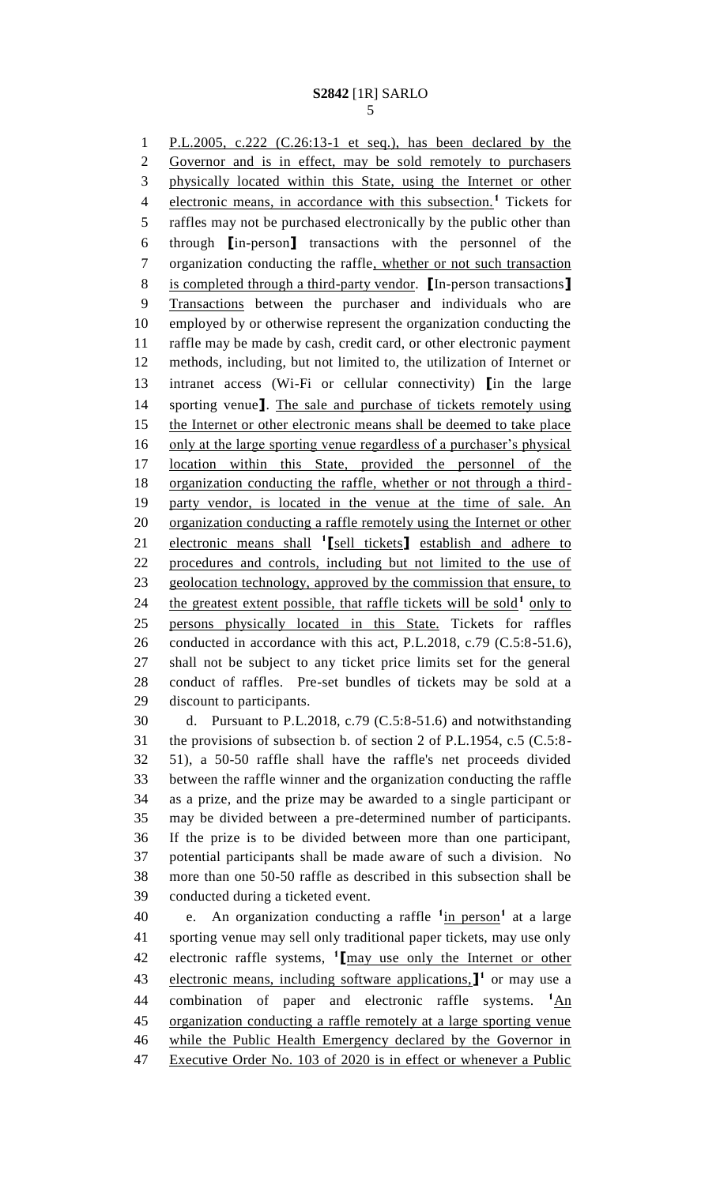P.L.2005, c.222 (C.26:13-1 et seq.), has been declared by the Governor and is in effect, may be sold remotely to purchasers physically located within this State, using the Internet or other electronic means, in accordance with this subsection.[1] Tickets for raffles may not be purchased electronically by the public other than through ⟦in-person⟧ transactions with the personnel of the organization conducting the raffle, whether or not such transaction is completed through a third-party vendor. ⟦In-person transactions⟧ Transactions between the purchaser and individuals who are employed by or otherwise represent the organization conducting the raffle may be made by cash, credit card, or other electronic payment methods, including, but not limited to, the utilization of Internet or intranet access (Wi-Fi or cellular connectivity) ⟦in the large sporting venue⟧. The sale and purchase of tickets remotely using the Internet or other electronic means shall be deemed to take place only at the large sporting venue regardless of a purchaser's physical location within this State, provided the personnel of the organization conducting the raffle, whether or not through a third-party vendor, is located in the venue at the time of sale. An organization conducting a raffle remotely using the Internet or other electronic means shall [1]⟦sell tickets⟧ establish and adhere to procedures and controls, including but not limited to the use of geolocation technology, approved by the commission that ensure, to the greatest extent possible, that raffle tickets will be sold[1] only to persons physically located in this State. Tickets for raffles conducted in accordance with this act, P.L.2018, c.79 (C.5:8-51.6), shall not be subject to any ticket price limits set for the general conduct of raffles. Pre-set bundles of tickets may be sold at a discount to participants.

d. Pursuant to P.L.2018, c.79 (C.5:8-51.6) and notwithstanding the provisions of subsection b. of section 2 of P.L.1954, c.5 (C.5:8-51), a 50-50 raffle shall have the raffle's net proceeds divided between the raffle winner and the organization conducting the raffle as a prize, and the prize may be awarded to a single participant or may be divided between a pre-determined number of participants. If the prize is to be divided between more than one participant, potential participants shall be made aware of such a division. No more than one 50-50 raffle as described in this subsection shall be conducted during a ticketed event.

e. An organization conducting a raffle [1]in person[1] at a large sporting venue may sell only traditional paper tickets, may use only electronic raffle systems, [1]⟦may use only the Internet or other electronic means, including software applications,⟧[1] or may use a combination of paper and electronic raffle systems. [1]An organization conducting a raffle remotely at a large sporting venue while the Public Health Emergency declared by the Governor in Executive Order No. 103 of 2020 is in effect or whenever a Public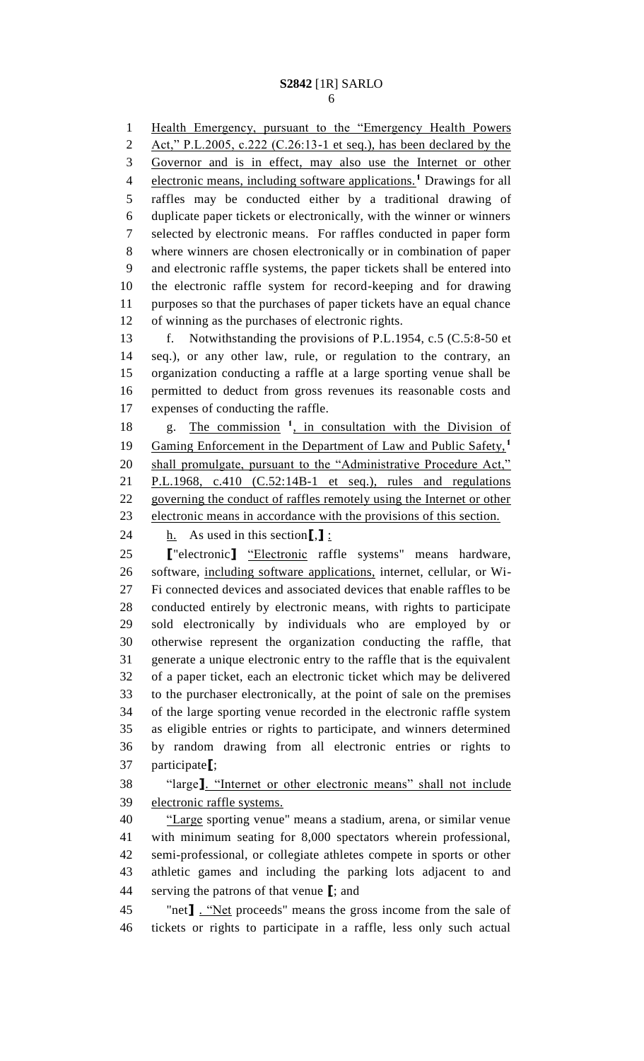Health Emergency, pursuant to the "Emergency Health Powers Act," P.L.2005, c.222 (C.26:13-1 et seq.), has been declared by the Governor and is in effect, may also use the Internet or other electronic means, including software applications.[1] Drawings for all raffles may be conducted either by a traditional drawing of duplicate paper tickets or electronically, with the winner or winners selected by electronic means. For raffles conducted in paper form where winners are chosen electronically or in combination of paper and electronic raffle systems, the paper tickets shall be entered into the electronic raffle system for record-keeping and for drawing purposes so that the purchases of paper tickets have an equal chance of winning as the purchases of electronic rights.

f. Notwithstanding the provisions of P.L.1954, c.5 (C.5:8-50 et seq.), or any other law, rule, or regulation to the contrary, an organization conducting a raffle at a large sporting venue shall be permitted to deduct from gross revenues its reasonable costs and expenses of conducting the raffle.

g. The commission [1], in consultation with the Division of Gaming Enforcement in the Department of Law and Public Safety,[1] shall promulgate, pursuant to the "Administrative Procedure Act," P.L.1968, c.410 (C.52:14B-1 et seq.), rules and regulations governing the conduct of raffles remotely using the Internet or other electronic means in accordance with the provisions of this section.

h. As used in this section[,] :

["electronic] "Electronic raffle systems" means hardware, software, including software applications, internet, cellular, or Wi-Fi connected devices and associated devices that enable raffles to be conducted entirely by electronic means, with rights to participate sold electronically by individuals who are employed by or otherwise represent the organization conducting the raffle, that generate a unique electronic entry to the raffle that is the equivalent of a paper ticket, each an electronic ticket which may be delivered to the purchaser electronically, at the point of sale on the premises of the large sporting venue recorded in the electronic raffle system as eligible entries or rights to participate, and winners determined by random drawing from all electronic entries or rights to participate[;

"large]. "Internet or other electronic means" shall not include electronic raffle systems.

"Large sporting venue" means a stadium, arena, or similar venue with minimum seating for 8,000 spectators wherein professional, semi-professional, or collegiate athletes compete in sports or other athletic games and including the parking lots adjacent to and serving the patrons of that venue [; and

"net] . "Net proceeds" means the gross income from the sale of tickets or rights to participate in a raffle, less only such actual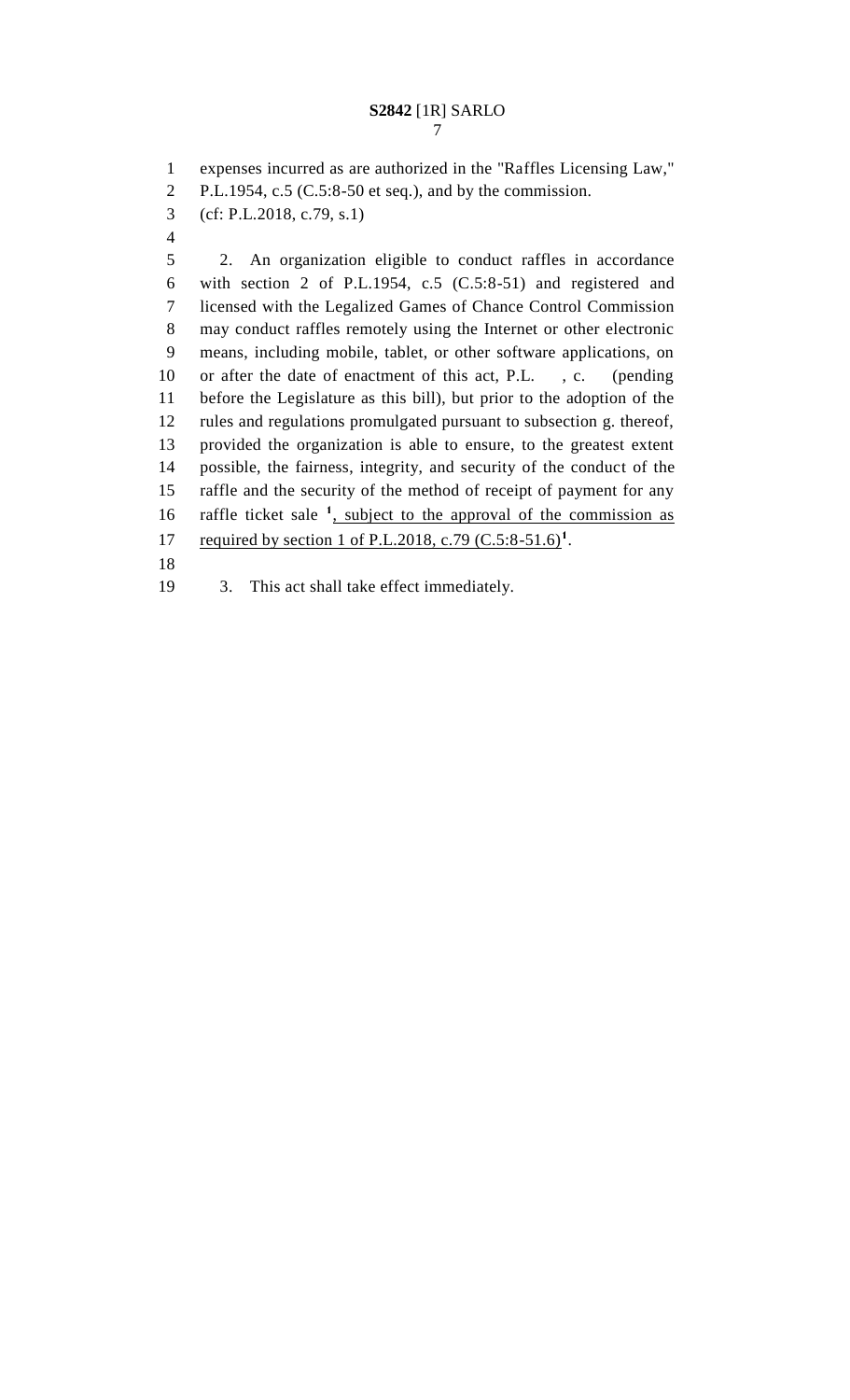expenses incurred as are authorized in the "Raffles Licensing Law," P.L.1954, c.5 (C.5:8-50 et seq.), and by the commission.

(cf: P.L.2018, c.79, s.1)

2. An organization eligible to conduct raffles in accordance with section 2 of P.L.1954, c.5 (C.5:8-51) and registered and licensed with the Legalized Games of Chance Control Commission may conduct raffles remotely using the Internet or other electronic means, including mobile, tablet, or other software applications, on or after the date of enactment of this act, P.L. , c. (pending before the Legislature as this bill), but prior to the adoption of the rules and regulations promulgated pursuant to subsection g. thereof, provided the organization is able to ensure, to the greatest extent possible, the fairness, integrity, and security of the conduct of the raffle and the security of the method of receipt of payment for any raffle ticket sale [1], subject to the approval of the commission as required by section 1 of P.L.2018, c.79 (C.5:8-51.6)[1].

3. This act shall take effect immediately.